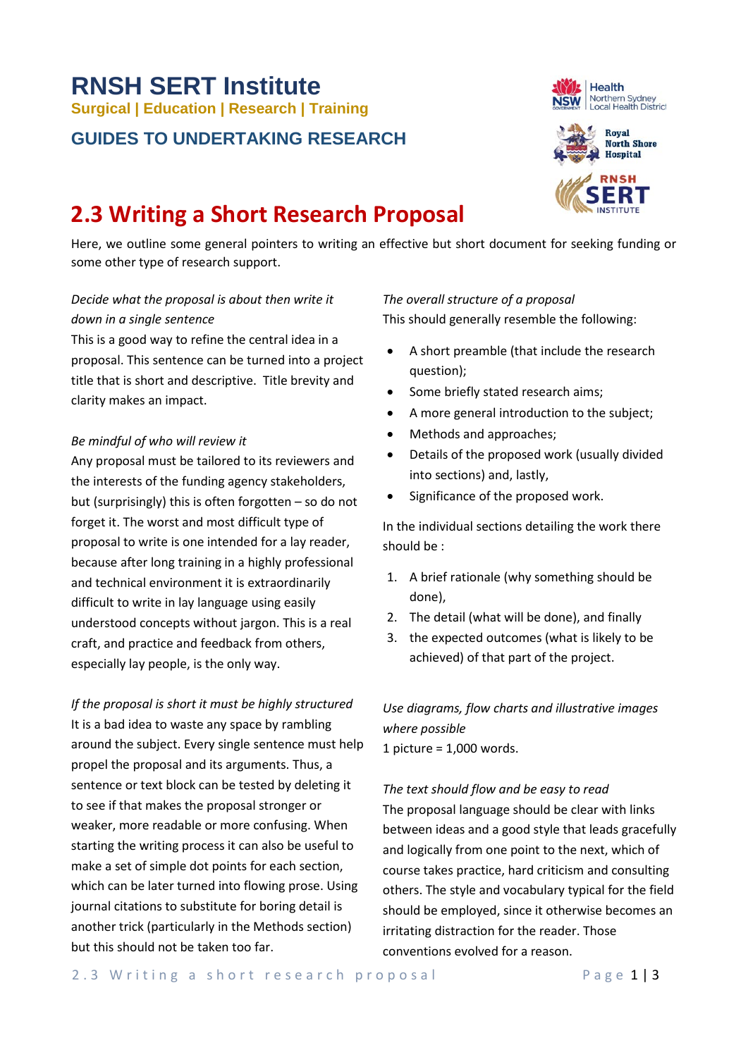# RNSH SERT Institute

**Surgical | Education | Research | Training**

## GUIDES TO UNDERTAKING RESEARCH

# 2.3 Writing a Short Research Proposal

Here, we outline some general pointers to writing an effective but short document for seeking funding or some other type of research support.

*Decide what the proposal is about then write it down in a single sentence*

This is a good way to refine the central idea in a proposal. This sentence can be turned into a project title that is short and descriptive. Title brevity and clarity makes an impact.

*Be mindful of who will review it*

Any proposal must be tailored to its reviewers and the interests of the funding agency stakeholders, but (surprisingly) this is often forgotten – so do not forget it. The worst and most difficult type of proposal to write is one intended for a lay reader, because after long training in a highly professional and technical environment it is extraordinarily difficult to write in lay language using easily understood concepts without jargon. This is a real craft, and practice and feedback from others, especially lay people, is the only way.

*If the proposal is short it must be highly structured*

It is a bad idea to waste any space by rambling around the subject. Every single sentence must help propel the proposal and its arguments. Thus, a sentence or text block can be tested by deleting it to see if that makes the proposal stronger or weaker, more readable or more confusing. When starting the writing process it can also be useful to make a set of simple dot points for each section, which can be later turned into flowing prose. Using journal citations to substitute for boring detail is another trick (particularly in the Methods section) but this should not be taken too far.

*The overall structure of a proposal*

This should generally resemble the following:

- A short preamble (that include the research question);
- Some briefly stated research aims;
- A more general introduction to the subject;
- Methods and approaches;
- Details of the proposed work (usually divided into sections) and, lastly,
- Significance of the proposed work.

In the individual sections detailing the work there should be :

1. A brief rationale (why something should be done),
2. The detail (what will be done), and finally
3. the expected outcomes (what is likely to be achieved) of that part of the project.

*Use diagrams, flow charts and illustrative images where possible*

1 picture = 1,000 words.

*The text should flow and be easy to read*

The proposal language should be clear with links between ideas and a good style that leads gracefully and logically from one point to the next, which of course takes practice, hard criticism and consulting others. The style and vocabulary typical for the field should be employed, since it otherwise becomes an irritating distraction for the reader. Those conventions evolved for a reason.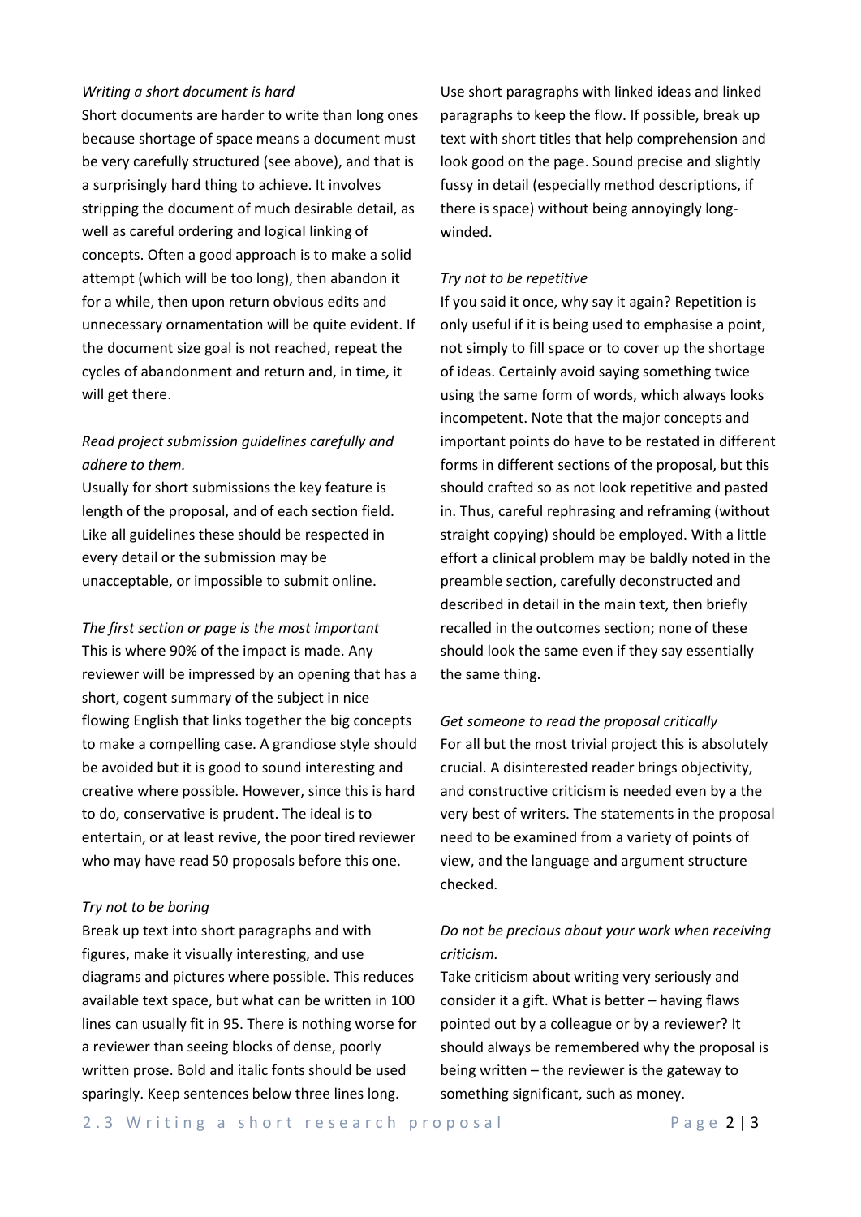*Writing a short document is hard*

Short documents are harder to write than long ones because shortage of space means a document must be very carefully structured (see above), and that is a surprisingly hard thing to achieve. It involves stripping the document of much desirable detail, as well as careful ordering and logical linking of concepts. Often a good approach is to make a solid attempt (which will be too long), then abandon it for a while, then upon return obvious edits and unnecessary ornamentation will be quite evident. If the document size goal is not reached, repeat the cycles of abandonment and return and, in time, it will get there.

*Read project submission guidelines carefully and adhere to them.*

Usually for short submissions the key feature is length of the proposal, and of each section field. Like all guidelines these should be respected in every detail or the submission may be unacceptable, or impossible to submit online.

*The first section or page is the most important*

This is where 90% of the impact is made. Any reviewer will be impressed by an opening that has a short, cogent summary of the subject in nice flowing English that links together the big concepts to make a compelling case. A grandiose style should be avoided but it is good to sound interesting and creative where possible. However, since this is hard to do, conservative is prudent. The ideal is to entertain, or at least revive, the poor tired reviewer who may have read 50 proposals before this one.

*Try not to be boring*

Break up text into short paragraphs and with figures, make it visually interesting, and use diagrams and pictures where possible. This reduces available text space, but what can be written in 100 lines can usually fit in 95. There is nothing worse for a reviewer than seeing blocks of dense, poorly written prose. Bold and italic fonts should be used sparingly. Keep sentences below three lines long.

Use short paragraphs with linked ideas and linked paragraphs to keep the flow. If possible, break up text with short titles that help comprehension and look good on the page. Sound precise and slightly fussy in detail (especially method descriptions, if there is space) without being annoyingly long-winded.

*Try not to be repetitive*

If you said it once, why say it again? Repetition is only useful if it is being used to emphasise a point, not simply to fill space or to cover up the shortage of ideas. Certainly avoid saying something twice using the same form of words, which always looks incompetent. Note that the major concepts and important points do have to be restated in different forms in different sections of the proposal, but this should crafted so as not look repetitive and pasted in. Thus, careful rephrasing and reframing (without straight copying) should be employed. With a little effort a clinical problem may be baldly noted in the preamble section, carefully deconstructed and described in detail in the main text, then briefly recalled in the outcomes section; none of these should look the same even if they say essentially the same thing.

*Get someone to read the proposal critically*

For all but the most trivial project this is absolutely crucial. A disinterested reader brings objectivity, and constructive criticism is needed even by a the very best of writers. The statements in the proposal need to be examined from a variety of points of view, and the language and argument structure checked.

*Do not be precious about your work when receiving criticism.*

Take criticism about writing very seriously and consider it a gift. What is better – having flaws pointed out by a colleague or by a reviewer? It should always be remembered why the proposal is being written – the reviewer is the gateway to something significant, such as money.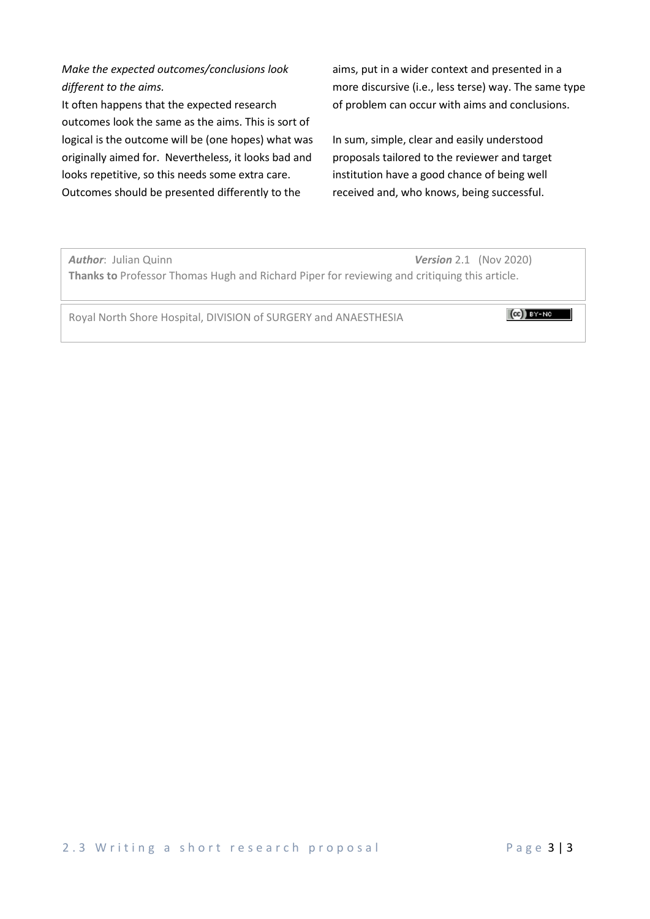*Make the expected outcomes/conclusions look different to the aims.*

It often happens that the expected research outcomes look the same as the aims. This is sort of logical is the outcome will be (one hopes) what was originally aimed for. Nevertheless, it looks bad and looks repetitive, so this needs some extra care. Outcomes should be presented differently to the aims, put in a wider context and presented in a more discursive (i.e., less terse) way. The same type of problem can occur with aims and conclusions.

In sum, simple, clear and easily understood proposals tailored to the reviewer and target institution have a good chance of being well received and, who knows, being successful.

***Author***: Julian Quinn ***Version*** 2.1 (Nov 2020)

**Thanks to** Professor Thomas Hugh and Richard Piper for reviewing and critiquing this article.

Royal North Shore Hospital, DIVISION of SURGERY and ANAESTHESIA

(cc) BY-NC